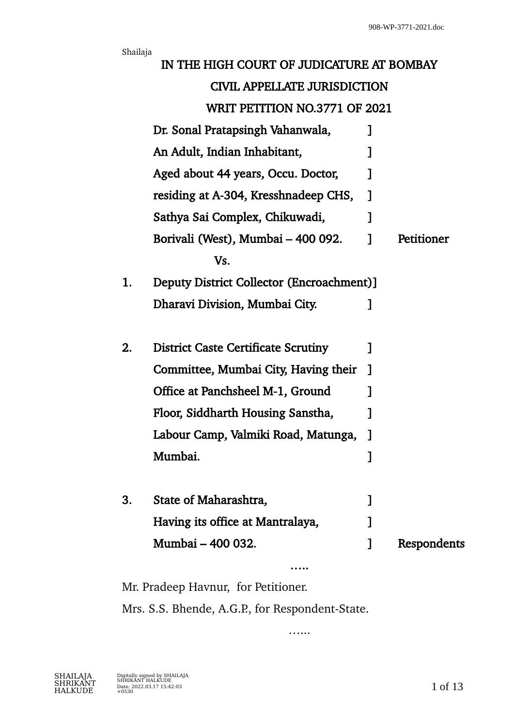Shailaja

# IN THE HIGH COURT OF JUDICATURE AT BOMBAY

## CIVIL APPELLATE JURISDICTION

## WRIT PETITION NO.3771 OF 2021

Dr. Sonal Pratapsingh Vahanwala, ]
An Adult, Indian Inhabitant, ]
Aged about 44 years, Occu. Doctor, ]
residing at A-304, Kresshnadeep CHS, ]
Sathya Sai Complex, Chikuwadi, ]
Borivali (West), Mumbai – 400 092. ] Petitioner

Vs.

1. Deputy District Collector (Encroachment)]
Dharavi Division, Mumbai City. ]

2. District Caste Certificate Scrutiny ]
Committee, Mumbai City, Having their ]
Office at Panchsheel M-1, Ground ]
Floor, Siddharth Housing Sanstha, ]
Labour Camp, Valmiki Road, Matunga, ]
Mumbai. ]

3. State of Maharashtra, ]
Having its office at Mantralaya, ]
Mumbai – 400 032. ] Respondents

…..

Mr. Pradeep Havnur, for Petitioner.

Mrs. S.S. Bhende, A.G.P., for Respondent-State.

…...

SHAILAJA SHRIKANT HALKUDE

Digitally signed by SHAILAJA SHRIKANT HALKUDE
Date: 2022.03.17 15:42:03 +0530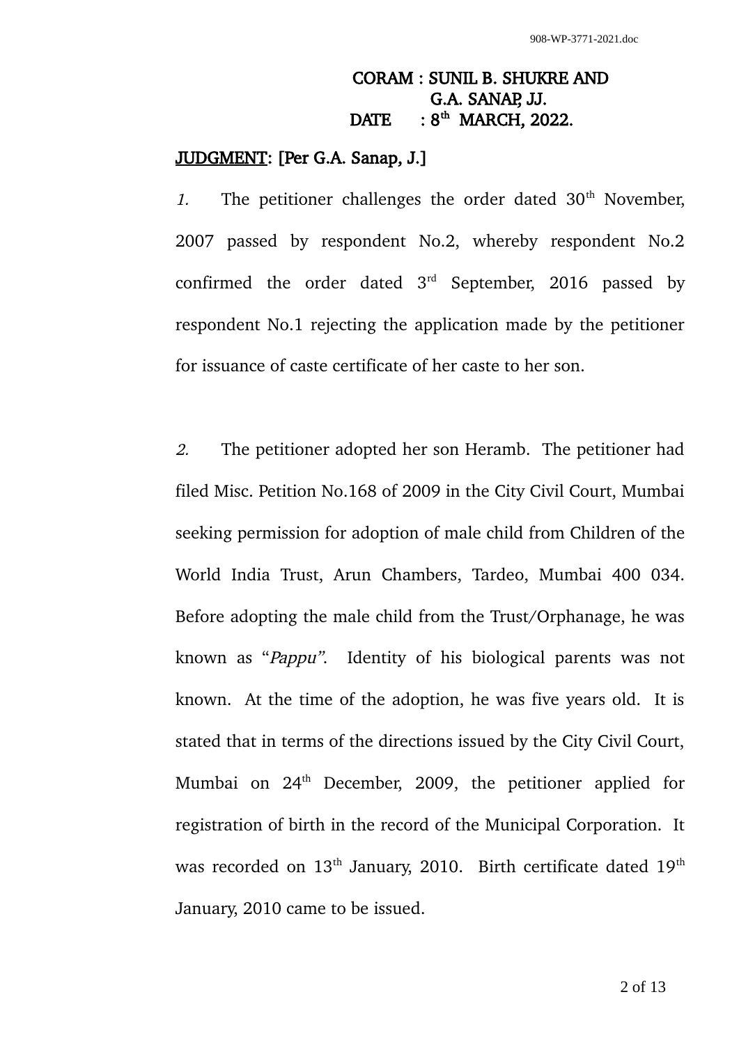CORAM : SUNIL B. SHUKRE AND
G.A. SANAP, JJ.
DATE : 8th MARCH, 2022.

**JUDGMENT: [Per G.A. Sanap, J.]**

*1.* The petitioner challenges the order dated 30th November, 2007 passed by respondent No.2, whereby respondent No.2 confirmed the order dated 3rd September, 2016 passed by respondent No.1 rejecting the application made by the petitioner for issuance of caste certificate of her caste to her son.

*2.* The petitioner adopted her son Heramb. The petitioner had filed Misc. Petition No.168 of 2009 in the City Civil Court, Mumbai seeking permission for adoption of male child from Children of the World India Trust, Arun Chambers, Tardeo, Mumbai 400 034. Before adopting the male child from the Trust/Orphanage, he was known as "*Pappu"*. Identity of his biological parents was not known. At the time of the adoption, he was five years old. It is stated that in terms of the directions issued by the City Civil Court, Mumbai on 24th December, 2009, the petitioner applied for registration of birth in the record of the Municipal Corporation. It was recorded on 13th January, 2010. Birth certificate dated 19th January, 2010 came to be issued.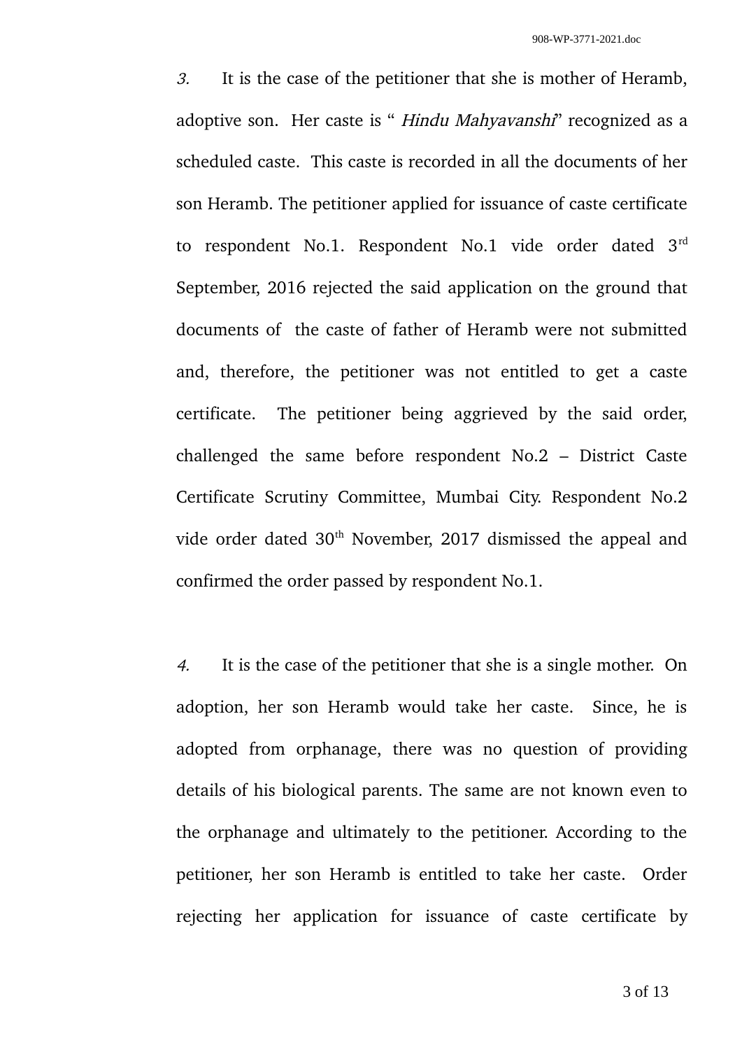*3.* It is the case of the petitioner that she is mother of Heramb, adoptive son. Her caste is " *Hindu Mahyavanshi*" recognized as a scheduled caste. This caste is recorded in all the documents of her son Heramb. The petitioner applied for issuance of caste certificate to respondent No.1. Respondent No.1 vide order dated 3rd September, 2016 rejected the said application on the ground that documents of the caste of father of Heramb were not submitted and, therefore, the petitioner was not entitled to get a caste certificate. The petitioner being aggrieved by the said order, challenged the same before respondent No.2 – District Caste Certificate Scrutiny Committee, Mumbai City. Respondent No.2 vide order dated 30th November, 2017 dismissed the appeal and confirmed the order passed by respondent No.1.

*4.* It is the case of the petitioner that she is a single mother. On adoption, her son Heramb would take her caste. Since, he is adopted from orphanage, there was no question of providing details of his biological parents. The same are not known even to the orphanage and ultimately to the petitioner. According to the petitioner, her son Heramb is entitled to take her caste. Order rejecting her application for issuance of caste certificate by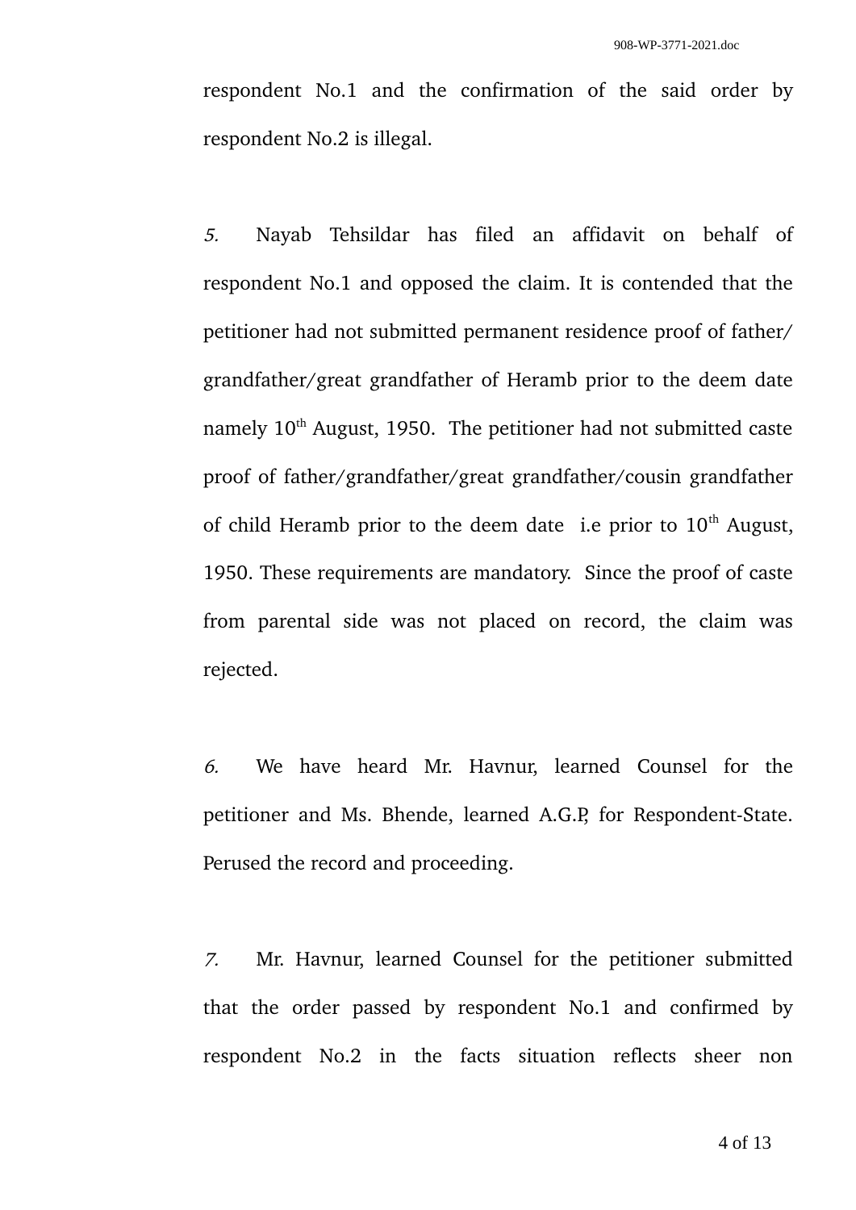respondent No.1 and the confirmation of the said order by respondent No.2 is illegal.

*5.* Nayab Tehsildar has filed an affidavit on behalf of respondent No.1 and opposed the claim. It is contended that the petitioner had not submitted permanent residence proof of father/ grandfather/great grandfather of Heramb prior to the deem date namely 10th August, 1950. The petitioner had not submitted caste proof of father/grandfather/great grandfather/cousin grandfather of child Heramb prior to the deem date i.e prior to 10th August, 1950. These requirements are mandatory. Since the proof of caste from parental side was not placed on record, the claim was rejected.

*6.* We have heard Mr. Havnur, learned Counsel for the petitioner and Ms. Bhende, learned A.G.P, for Respondent-State. Perused the record and proceeding.

*7.* Mr. Havnur, learned Counsel for the petitioner submitted that the order passed by respondent No.1 and confirmed by respondent No.2 in the facts situation reflects sheer non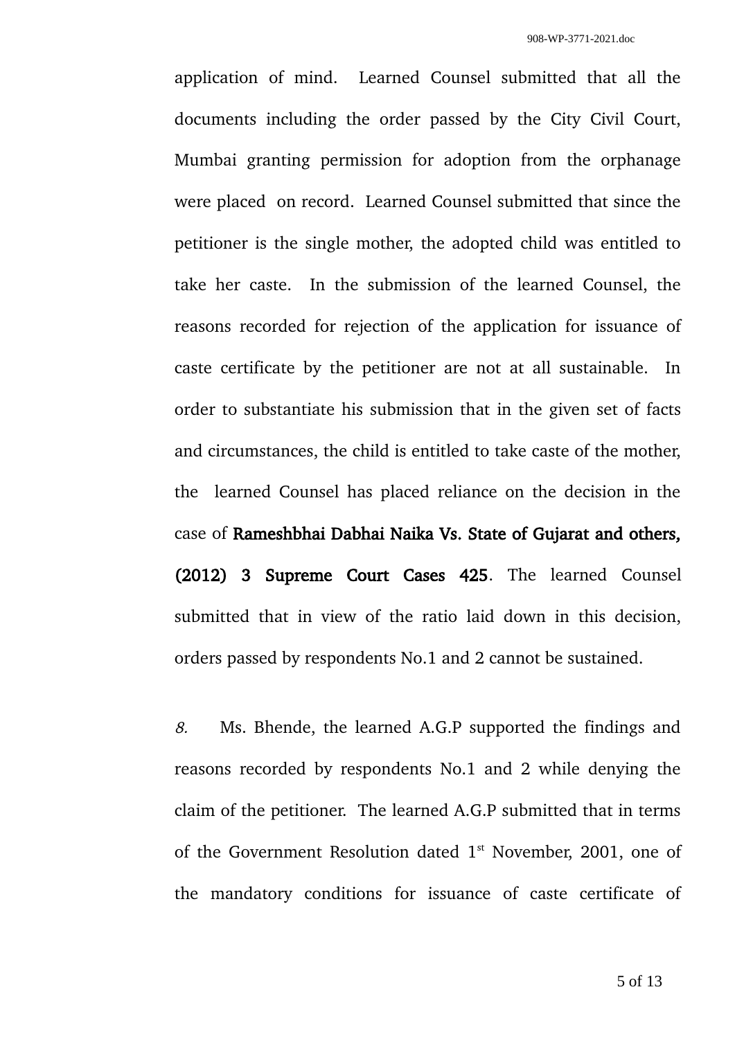application of mind. Learned Counsel submitted that all the documents including the order passed by the City Civil Court, Mumbai granting permission for adoption from the orphanage were placed on record. Learned Counsel submitted that since the petitioner is the single mother, the adopted child was entitled to take her caste. In the submission of the learned Counsel, the reasons recorded for rejection of the application for issuance of caste certificate by the petitioner are not at all sustainable. In order to substantiate his submission that in the given set of facts and circumstances, the child is entitled to take caste of the mother, the learned Counsel has placed reliance on the decision in the case of **Rameshbhai Dabhai Naika Vs. State of Gujarat and others, (2012) 3 Supreme Court Cases 425**. The learned Counsel submitted that in view of the ratio laid down in this decision, orders passed by respondents No.1 and 2 cannot be sustained.

*8.* Ms. Bhende, the learned A.G.P supported the findings and reasons recorded by respondents No.1 and 2 while denying the claim of the petitioner. The learned A.G.P submitted that in terms of the Government Resolution dated 1st November, 2001, one of the mandatory conditions for issuance of caste certificate of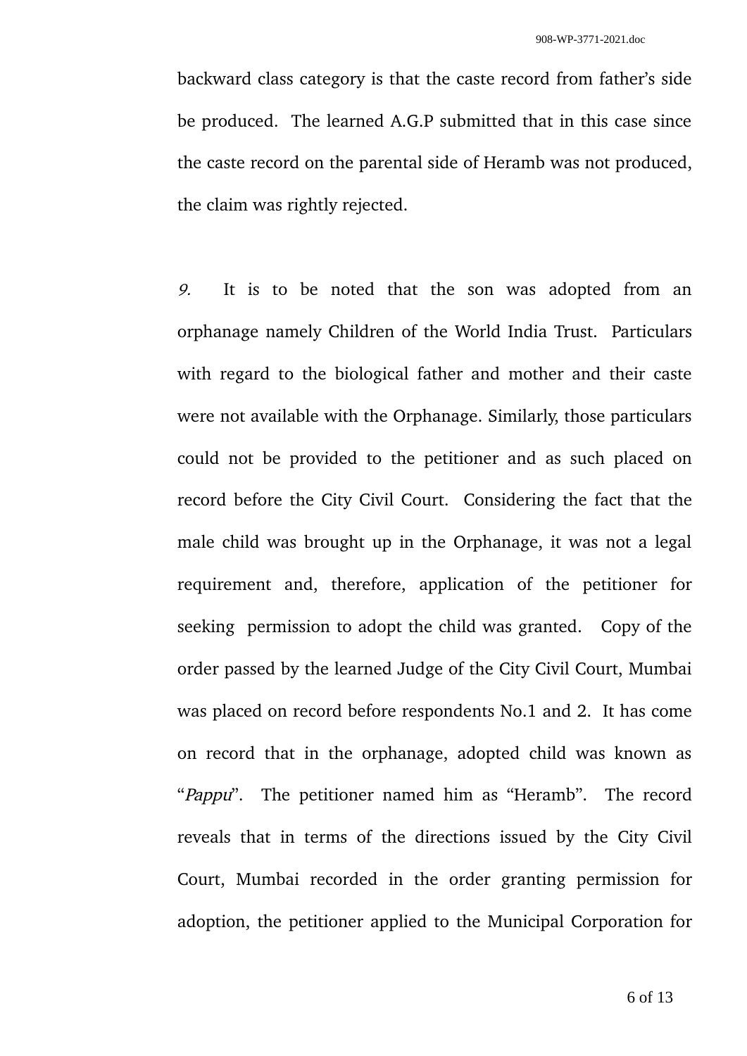backward class category is that the caste record from father's side be produced. The learned A.G.P submitted that in this case since the caste record on the parental side of Heramb was not produced, the claim was rightly rejected.

*9.* It is to be noted that the son was adopted from an orphanage namely Children of the World India Trust. Particulars with regard to the biological father and mother and their caste were not available with the Orphanage. Similarly, those particulars could not be provided to the petitioner and as such placed on record before the City Civil Court. Considering the fact that the male child was brought up in the Orphanage, it was not a legal requirement and, therefore, application of the petitioner for seeking permission to adopt the child was granted. Copy of the order passed by the learned Judge of the City Civil Court, Mumbai was placed on record before respondents No.1 and 2. It has come on record that in the orphanage, adopted child was known as "*Pappu*". The petitioner named him as "Heramb". The record reveals that in terms of the directions issued by the City Civil Court, Mumbai recorded in the order granting permission for adoption, the petitioner applied to the Municipal Corporation for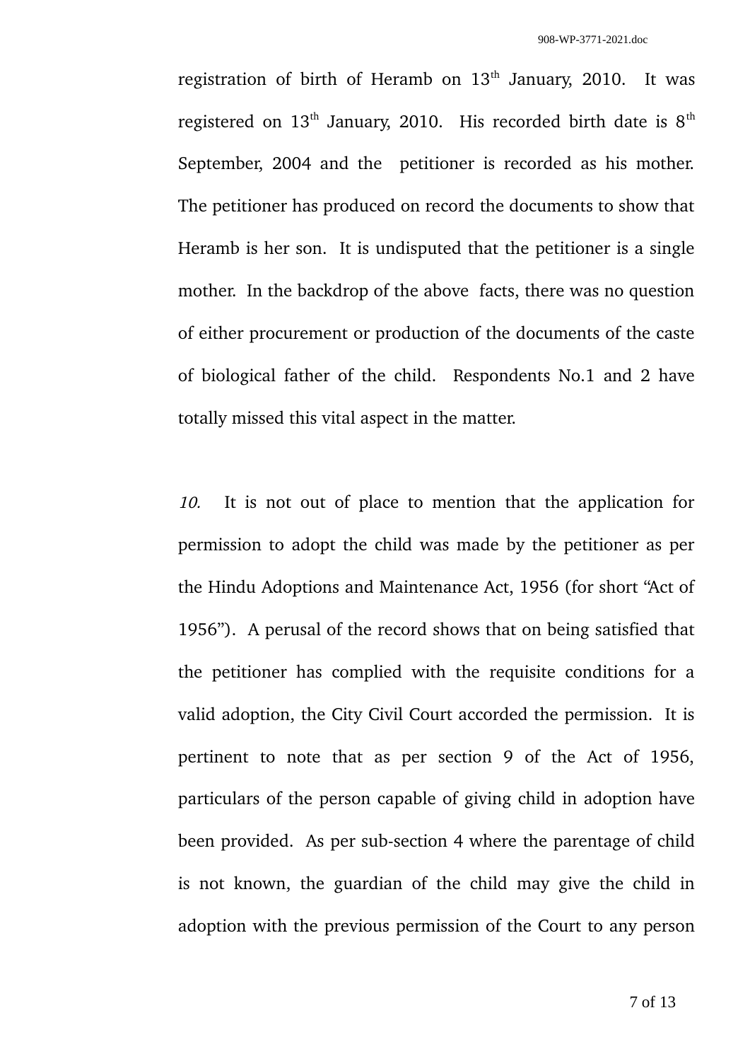registration of birth of Heramb on 13th January, 2010. It was registered on 13th January, 2010. His recorded birth date is 8th September, 2004 and the petitioner is recorded as his mother. The petitioner has produced on record the documents to show that Heramb is her son. It is undisputed that the petitioner is a single mother. In the backdrop of the above facts, there was no question of either procurement or production of the documents of the caste of biological father of the child. Respondents No.1 and 2 have totally missed this vital aspect in the matter.

*10.* It is not out of place to mention that the application for permission to adopt the child was made by the petitioner as per the Hindu Adoptions and Maintenance Act, 1956 (for short "Act of 1956"). A perusal of the record shows that on being satisfied that the petitioner has complied with the requisite conditions for a valid adoption, the City Civil Court accorded the permission. It is pertinent to note that as per section 9 of the Act of 1956, particulars of the person capable of giving child in adoption have been provided. As per sub-section 4 where the parentage of child is not known, the guardian of the child may give the child in adoption with the previous permission of the Court to any person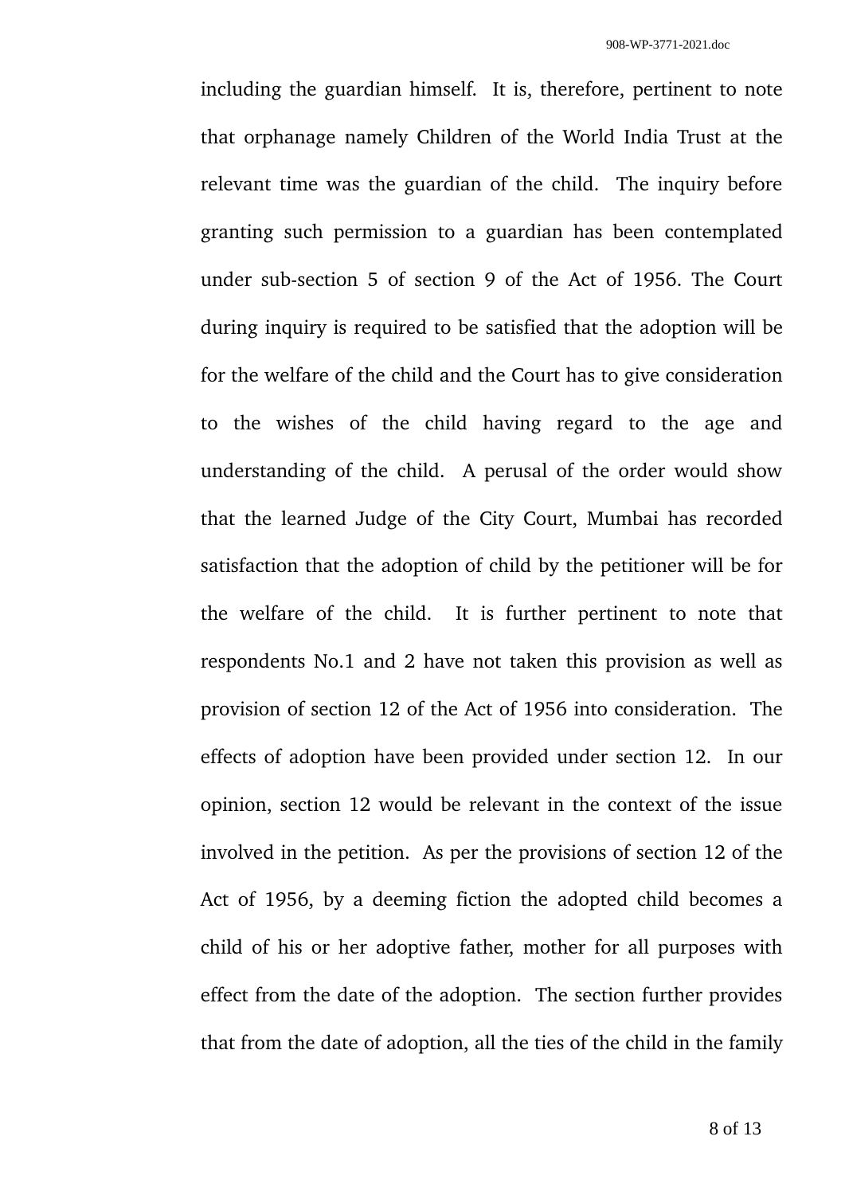including the guardian himself. It is, therefore, pertinent to note that orphanage namely Children of the World India Trust at the relevant time was the guardian of the child. The inquiry before granting such permission to a guardian has been contemplated under sub-section 5 of section 9 of the Act of 1956. The Court during inquiry is required to be satisfied that the adoption will be for the welfare of the child and the Court has to give consideration to the wishes of the child having regard to the age and understanding of the child. A perusal of the order would show that the learned Judge of the City Court, Mumbai has recorded satisfaction that the adoption of child by the petitioner will be for the welfare of the child. It is further pertinent to note that respondents No.1 and 2 have not taken this provision as well as provision of section 12 of the Act of 1956 into consideration. The effects of adoption have been provided under section 12. In our opinion, section 12 would be relevant in the context of the issue involved in the petition. As per the provisions of section 12 of the Act of 1956, by a deeming fiction the adopted child becomes a child of his or her adoptive father, mother for all purposes with effect from the date of the adoption. The section further provides that from the date of adoption, all the ties of the child in the family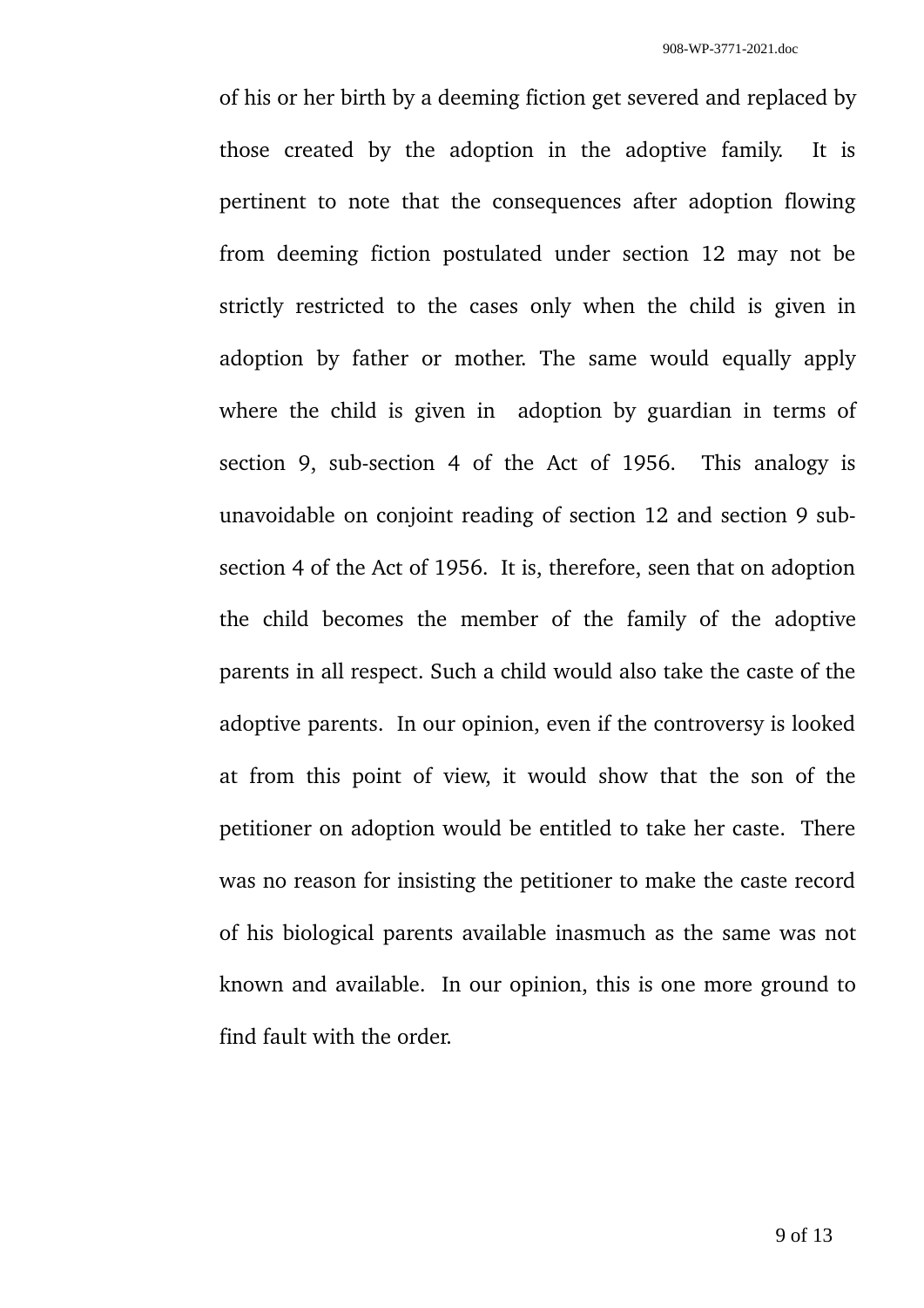of his or her birth by a deeming fiction get severed and replaced by those created by the adoption in the adoptive family. It is pertinent to note that the consequences after adoption flowing from deeming fiction postulated under section 12 may not be strictly restricted to the cases only when the child is given in adoption by father or mother. The same would equally apply where the child is given in adoption by guardian in terms of section 9, sub-section 4 of the Act of 1956. This analogy is unavoidable on conjoint reading of section 12 and section 9 sub-section 4 of the Act of 1956. It is, therefore, seen that on adoption the child becomes the member of the family of the adoptive parents in all respect. Such a child would also take the caste of the adoptive parents. In our opinion, even if the controversy is looked at from this point of view, it would show that the son of the petitioner on adoption would be entitled to take her caste. There was no reason for insisting the petitioner to make the caste record of his biological parents available inasmuch as the same was not known and available. In our opinion, this is one more ground to find fault with the order.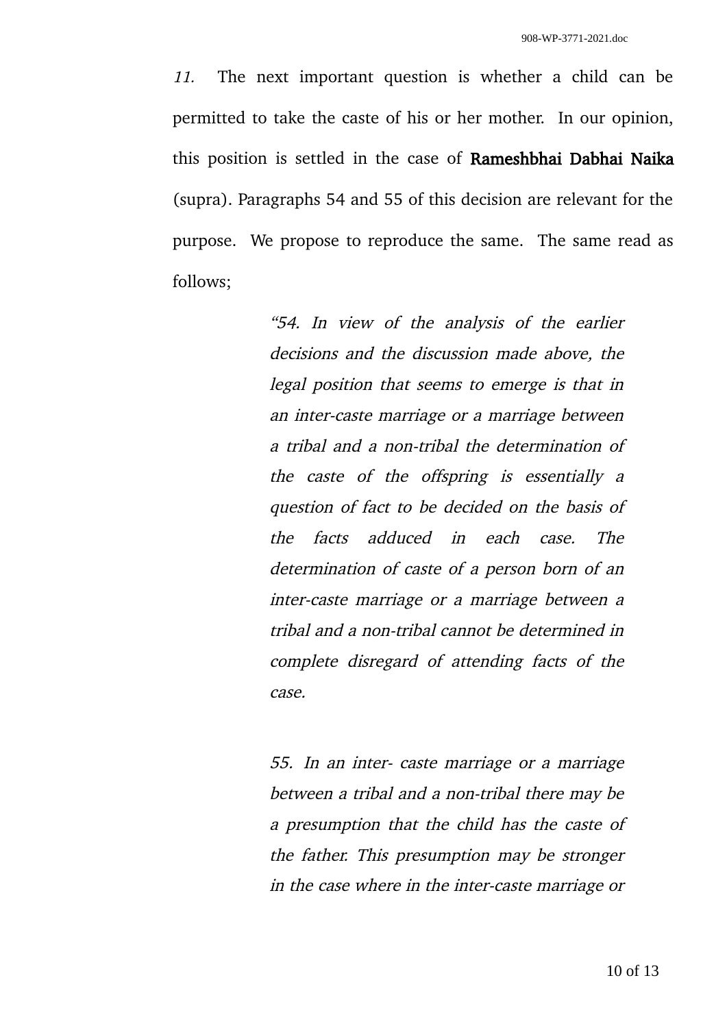*11.* The next important question is whether a child can be permitted to take the caste of his or her mother. In our opinion, this position is settled in the case of **Rameshbhai Dabhai Naika** (supra). Paragraphs 54 and 55 of this decision are relevant for the purpose. We propose to reproduce the same. The same read as follows;

> *"54. In view of the analysis of the earlier decisions and the discussion made above, the legal position that seems to emerge is that in an inter-caste marriage or a marriage between a tribal and a non-tribal the determination of the caste of the offspring is essentially a question of fact to be decided on the basis of the facts adduced in each case. The determination of caste of a person born of an inter-caste marriage or a marriage between a tribal and a non-tribal cannot be determined in complete disregard of attending facts of the case.*
>
> *55. In an inter- caste marriage or a marriage between a tribal and a non-tribal there may be a presumption that the child has the caste of the father. This presumption may be stronger in the case where in the inter-caste marriage or*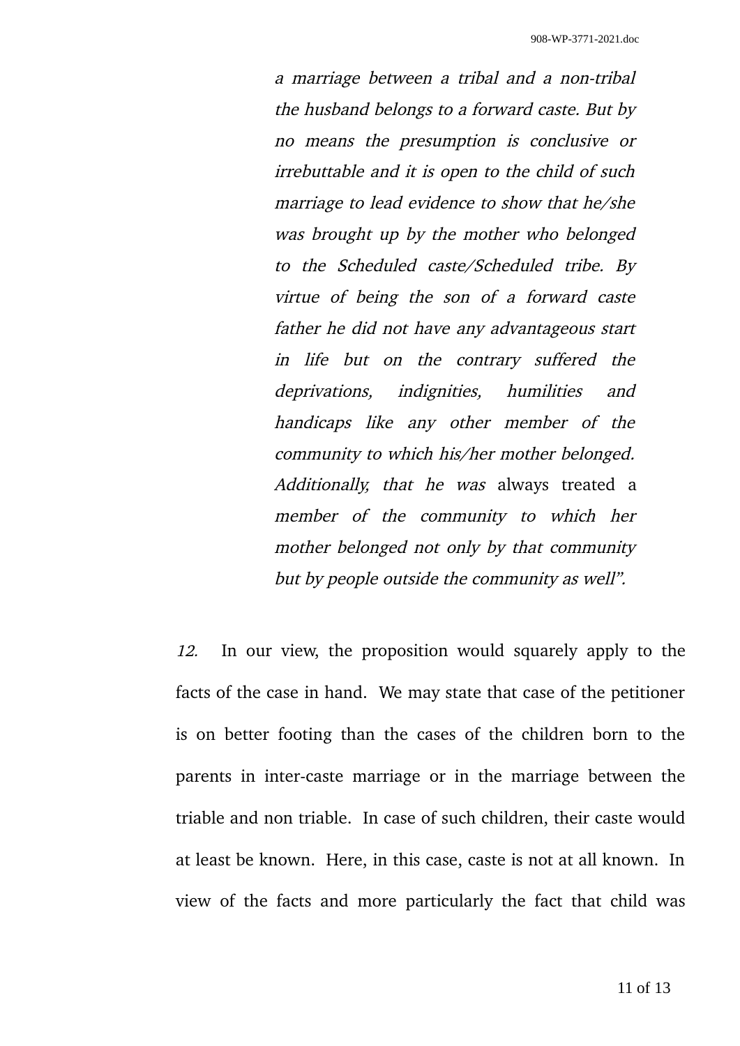> *a marriage between a tribal and a non-tribal the husband belongs to a forward caste. But by no means the presumption is conclusive or irrebuttable and it is open to the child of such marriage to lead evidence to show that he/she was brought up by the mother who belonged to the Scheduled caste/Scheduled tribe. By virtue of being the son of a forward caste father he did not have any advantageous start in life but on the contrary suffered the deprivations, indignities, humilities and handicaps like any other member of the community to which his/her mother belonged. Additionally, that he was* always treated a *member of the community to which her mother belonged not only by that community but by people outside the community as well".*

*12.* In our view, the proposition would squarely apply to the facts of the case in hand. We may state that case of the petitioner is on better footing than the cases of the children born to the parents in inter-caste marriage or in the marriage between the triable and non triable. In case of such children, their caste would at least be known. Here, in this case, caste is not at all known. In view of the facts and more particularly the fact that child was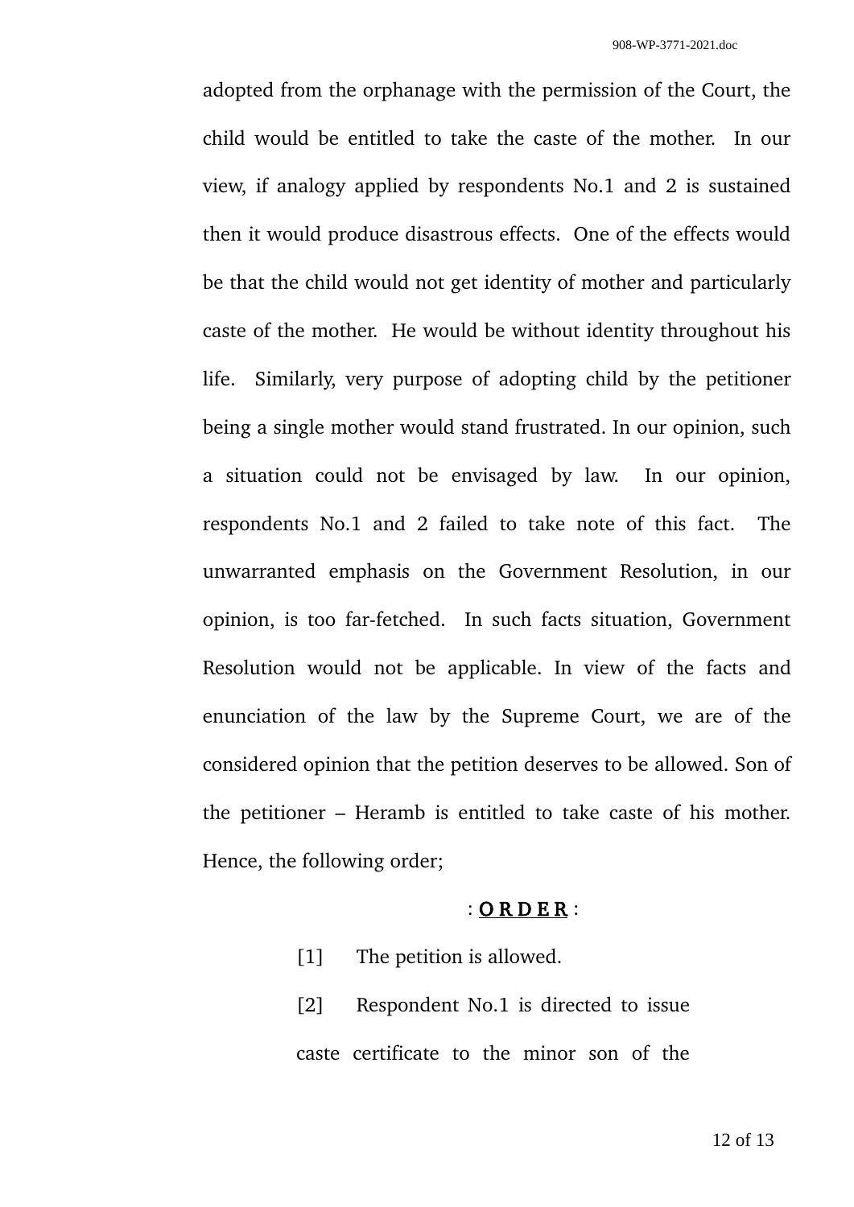adopted from the orphanage with the permission of the Court, the child would be entitled to take the caste of the mother. In our view, if analogy applied by respondents No.1 and 2 is sustained then it would produce disastrous effects. One of the effects would be that the child would not get identity of mother and particularly caste of the mother. He would be without identity throughout his life. Similarly, very purpose of adopting child by the petitioner being a single mother would stand frustrated. In our opinion, such a situation could not be envisaged by law. In our opinion, respondents No.1 and 2 failed to take note of this fact. The unwarranted emphasis on the Government Resolution, in our opinion, is too far-fetched. In such facts situation, Government Resolution would not be applicable. In view of the facts and enunciation of the law by the Supreme Court, we are of the considered opinion that the petition deserves to be allowed. Son of the petitioner – Heramb is entitled to take caste of his mother. Hence, the following order;

: <u>**O R D E R**</u> :

[1] The petition is allowed.

[2] Respondent No.1 is directed to issue caste certificate to the minor son of the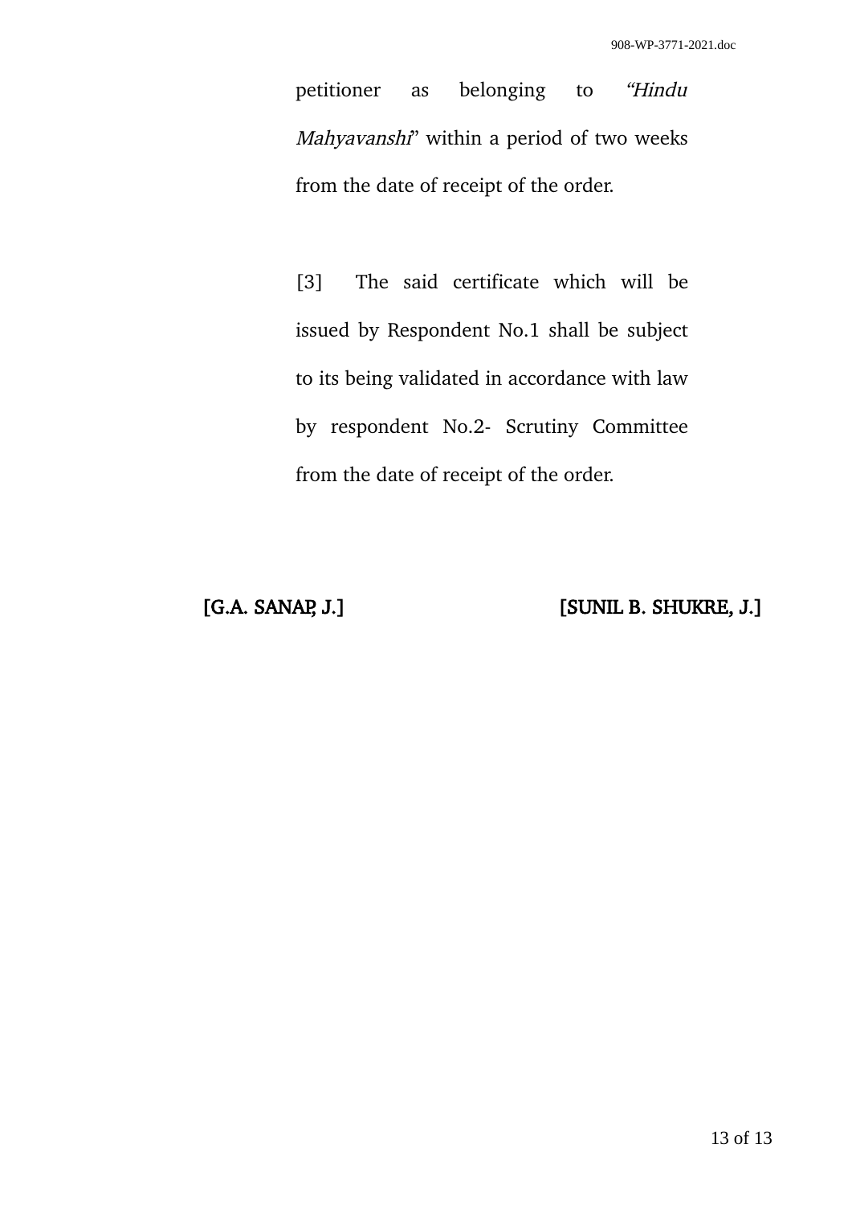petitioner as belonging to *"Hindu Mahyavanshi"* within a period of two weeks from the date of receipt of the order.

[3] The said certificate which will be issued by Respondent No.1 shall be subject to its being validated in accordance with law by respondent No.2- Scrutiny Committee from the date of receipt of the order.

**[G.A. SANAP, J.]** **[SUNIL B. SHUKRE, J.]**